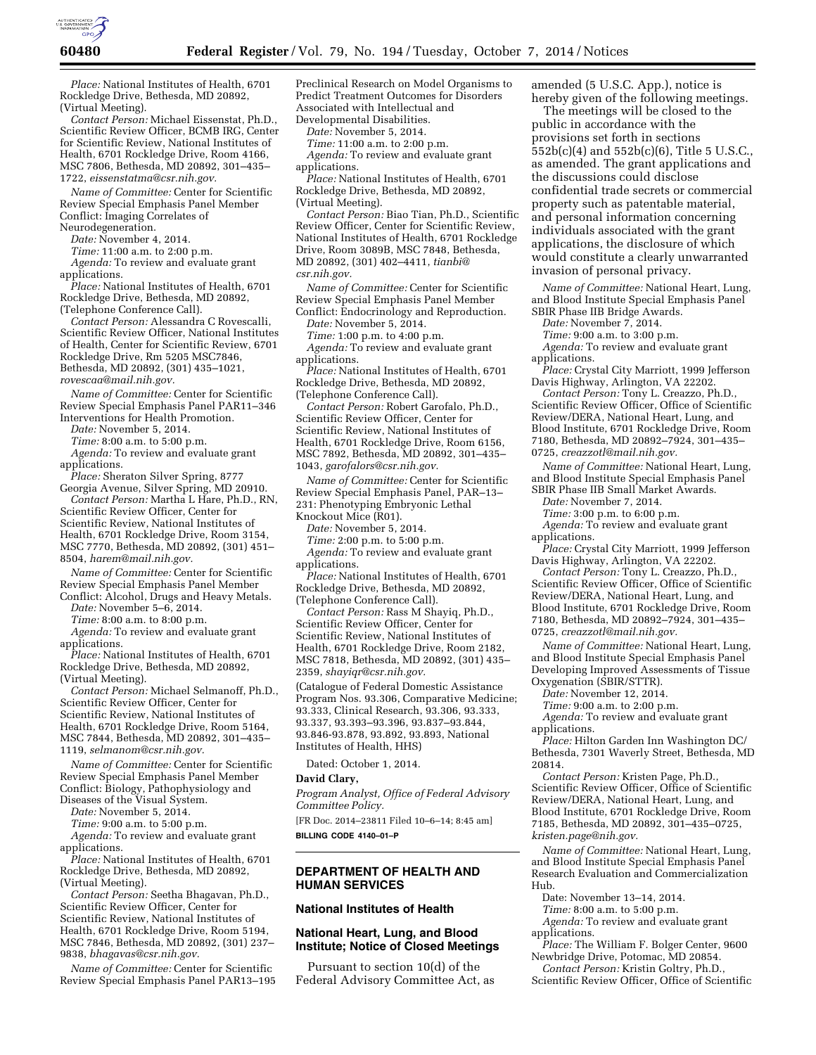*Place:* National Institutes of Health, 6701 Rockledge Drive, Bethesda, MD 20892, (Virtual Meeting).

*Contact Person:* Michael Eissenstat, Ph.D., Scientific Review Officer, BCMB IRG, Center for Scientific Review, National Institutes of Health, 6701 Rockledge Drive, Room 4166, MSC 7806, Bethesda, MD 20892, 301–435–1722, *eissenstatma@csr.nih.gov.*

*Name of Committee:* Center for Scientific Review Special Emphasis Panel Member Conflict: Imaging Correlates of Neurodegeneration.

*Date:* November 4, 2014.

*Time:* 11:00 a.m. to 2:00 p.m.

*Agenda:* To review and evaluate grant applications.

*Place:* National Institutes of Health, 6701 Rockledge Drive, Bethesda, MD 20892, (Telephone Conference Call).

*Contact Person:* Alessandra C Rovescalli, Scientific Review Officer, National Institutes of Health, Center for Scientific Review, 6701 Rockledge Drive, Rm 5205 MSC7846, Bethesda, MD 20892, (301) 435–1021, *rovescaa@mail.nih.gov.*

*Name of Committee:* Center for Scientific Review Special Emphasis Panel PAR11–346 Interventions for Health Promotion.

*Date:* November 5, 2014.

*Time:* 8:00 a.m. to 5:00 p.m.

*Agenda:* To review and evaluate grant applications.

*Place:* Sheraton Silver Spring, 8777 Georgia Avenue, Silver Spring, MD 20910.

*Contact Person:* Martha L Hare, Ph.D., RN, Scientific Review Officer, Center for Scientific Review, National Institutes of Health, 6701 Rockledge Drive, Room 3154, MSC 7770, Bethesda, MD 20892, (301) 451–8504, *harem@mail.nih.gov.*

*Name of Committee:* Center for Scientific Review Special Emphasis Panel Member Conflict: Alcohol, Drugs and Heavy Metals.

*Date:* November 5–6, 2014.

*Time:* 8:00 a.m. to 8:00 p.m.

*Agenda:* To review and evaluate grant applications.

*Place:* National Institutes of Health, 6701 Rockledge Drive, Bethesda, MD 20892, (Virtual Meeting).

*Contact Person:* Michael Selmanoff, Ph.D., Scientific Review Officer, Center for Scientific Review, National Institutes of Health, 6701 Rockledge Drive, Room 5164, MSC 7844, Bethesda, MD 20892, 301–435–1119, *selmanom@csr.nih.gov.*

*Name of Committee:* Center for Scientific Review Special Emphasis Panel Member Conflict: Biology, Pathophysiology and Diseases of the Visual System.

*Date:* November 5, 2014.

*Time:* 9:00 a.m. to 5:00 p.m.

*Agenda:* To review and evaluate grant applications.

*Place:* National Institutes of Health, 6701 Rockledge Drive, Bethesda, MD 20892, (Virtual Meeting).

*Contact Person:* Seetha Bhagavan, Ph.D., Scientific Review Officer, Center for Scientific Review, National Institutes of Health, 6701 Rockledge Drive, Room 5194, MSC 7846, Bethesda, MD 20892, (301) 237–9838, *bhagavas@csr.nih.gov.*

*Name of Committee:* Center for Scientific Review Special Emphasis Panel PAR13–195 Preclinical Research on Model Organisms to Predict Treatment Outcomes for Disorders Associated with Intellectual and Developmental Disabilities.

*Date:* November 5, 2014.

*Time:* 11:00 a.m. to 2:00 p.m.

*Agenda:* To review and evaluate grant applications.

*Place:* National Institutes of Health, 6701 Rockledge Drive, Bethesda, MD 20892, (Virtual Meeting).

*Contact Person:* Biao Tian, Ph.D., Scientific Review Officer, Center for Scientific Review, National Institutes of Health, 6701 Rockledge Drive, Room 3089B, MSC 7848, Bethesda, MD 20892, (301) 402–4411, *tianbi@csr.nih.gov.*

*Name of Committee:* Center for Scientific Review Special Emphasis Panel Member Conflict: Endocrinology and Reproduction.

*Date:* November 5, 2014.

*Time:* 1:00 p.m. to 4:00 p.m.

*Agenda:* To review and evaluate grant applications.

*Place:* National Institutes of Health, 6701 Rockledge Drive, Bethesda, MD 20892, (Telephone Conference Call).

*Contact Person:* Robert Garofalo, Ph.D., Scientific Review Officer, Center for Scientific Review, National Institutes of Health, 6701 Rockledge Drive, Room 6156, MSC 7892, Bethesda, MD 20892, 301–435–1043, *garofalors@csr.nih.gov.*

*Name of Committee:* Center for Scientific Review Special Emphasis Panel, PAR–13–231: Phenotyping Embryonic Lethal Knockout Mice (R01).

*Date:* November 5, 2014.

*Time:* 2:00 p.m. to 5:00 p.m.

*Agenda:* To review and evaluate grant applications.

*Place:* National Institutes of Health, 6701 Rockledge Drive, Bethesda, MD 20892, (Telephone Conference Call).

*Contact Person:* Rass M Shayiq, Ph.D., Scientific Review Officer, Center for Scientific Review, National Institutes of Health, 6701 Rockledge Drive, Room 2182, MSC 7818, Bethesda, MD 20892, (301) 435–2359, *shayiqr@csr.nih.gov.*

(Catalogue of Federal Domestic Assistance Program Nos. 93.306, Comparative Medicine; 93.333, Clinical Research, 93.306, 93.333, 93.337, 93.393–93.396, 93.837–93.844, 93.846-93.878, 93.892, 93.893, National Institutes of Health, HHS)

Dated: October 1, 2014.

**David Clary,**

*Program Analyst, Office of Federal Advisory Committee Policy.*

[FR Doc. 2014–23811 Filed 10–6–14; 8:45 am]

**BILLING CODE 4140–01–P**

## DEPARTMENT OF HEALTH AND HUMAN SERVICES

### National Institutes of Health

### National Heart, Lung, and Blood Institute; Notice of Closed Meetings

Pursuant to section 10(d) of the Federal Advisory Committee Act, as amended (5 U.S.C. App.), notice is hereby given of the following meetings.

The meetings will be closed to the public in accordance with the provisions set forth in sections 552b(c)(4) and 552b(c)(6), Title 5 U.S.C., as amended. The grant applications and the discussions could disclose confidential trade secrets or commercial property such as patentable material, and personal information concerning individuals associated with the grant applications, the disclosure of which would constitute a clearly unwarranted invasion of personal privacy.

*Name of Committee:* National Heart, Lung, and Blood Institute Special Emphasis Panel SBIR Phase IIB Bridge Awards.

*Date:* November 7, 2014.

*Time:* 9:00 a.m. to 3:00 p.m.

*Agenda:* To review and evaluate grant applications.

*Place:* Crystal City Marriott, 1999 Jefferson Davis Highway, Arlington, VA 22202.

*Contact Person:* Tony L. Creazzo, Ph.D., Scientific Review Officer, Office of Scientific Review/DERA, National Heart, Lung, and Blood Institute, 6701 Rockledge Drive, Room 7180, Bethesda, MD 20892–7924, 301–435–0725, *creazzotl@mail.nih.gov.*

*Name of Committee:* National Heart, Lung, and Blood Institute Special Emphasis Panel SBIR Phase IIB Small Market Awards.

*Date:* November 7, 2014.

*Time:* 3:00 p.m. to 6:00 p.m.

*Agenda:* To review and evaluate grant applications.

*Place:* Crystal City Marriott, 1999 Jefferson Davis Highway, Arlington, VA 22202.

*Contact Person:* Tony L. Creazzo, Ph.D., Scientific Review Officer, Office of Scientific Review/DERA, National Heart, Lung, and Blood Institute, 6701 Rockledge Drive, Room 7180, Bethesda, MD 20892–7924, 301–435–0725, *creazzotl@mail.nih.gov.*

*Name of Committee:* National Heart, Lung, and Blood Institute Special Emphasis Panel Developing Improved Assessments of Tissue Oxygenation (SBIR/STTR).

*Date:* November 12, 2014.

*Time:* 9:00 a.m. to 2:00 p.m.

*Agenda:* To review and evaluate grant applications.

*Place:* Hilton Garden Inn Washington DC/Bethesda, 7301 Waverly Street, Bethesda, MD 20814.

*Contact Person:* Kristen Page, Ph.D., Scientific Review Officer, Office of Scientific Review/DERA, National Heart, Lung, and Blood Institute, 6701 Rockledge Drive, Room 7185, Bethesda, MD 20892, 301–435–0725, *kristen.page@nih.gov.*

*Name of Committee:* National Heart, Lung, and Blood Institute Special Emphasis Panel Research Evaluation and Commercialization Hub.

Date: November 13–14, 2014.

*Time:* 8:00 a.m. to 5:00 p.m.

*Agenda:* To review and evaluate grant applications.

*Place:* The William F. Bolger Center, 9600 Newbridge Drive, Potomac, MD 20854.

*Contact Person:* Kristin Goltry, Ph.D., Scientific Review Officer, Office of Scientific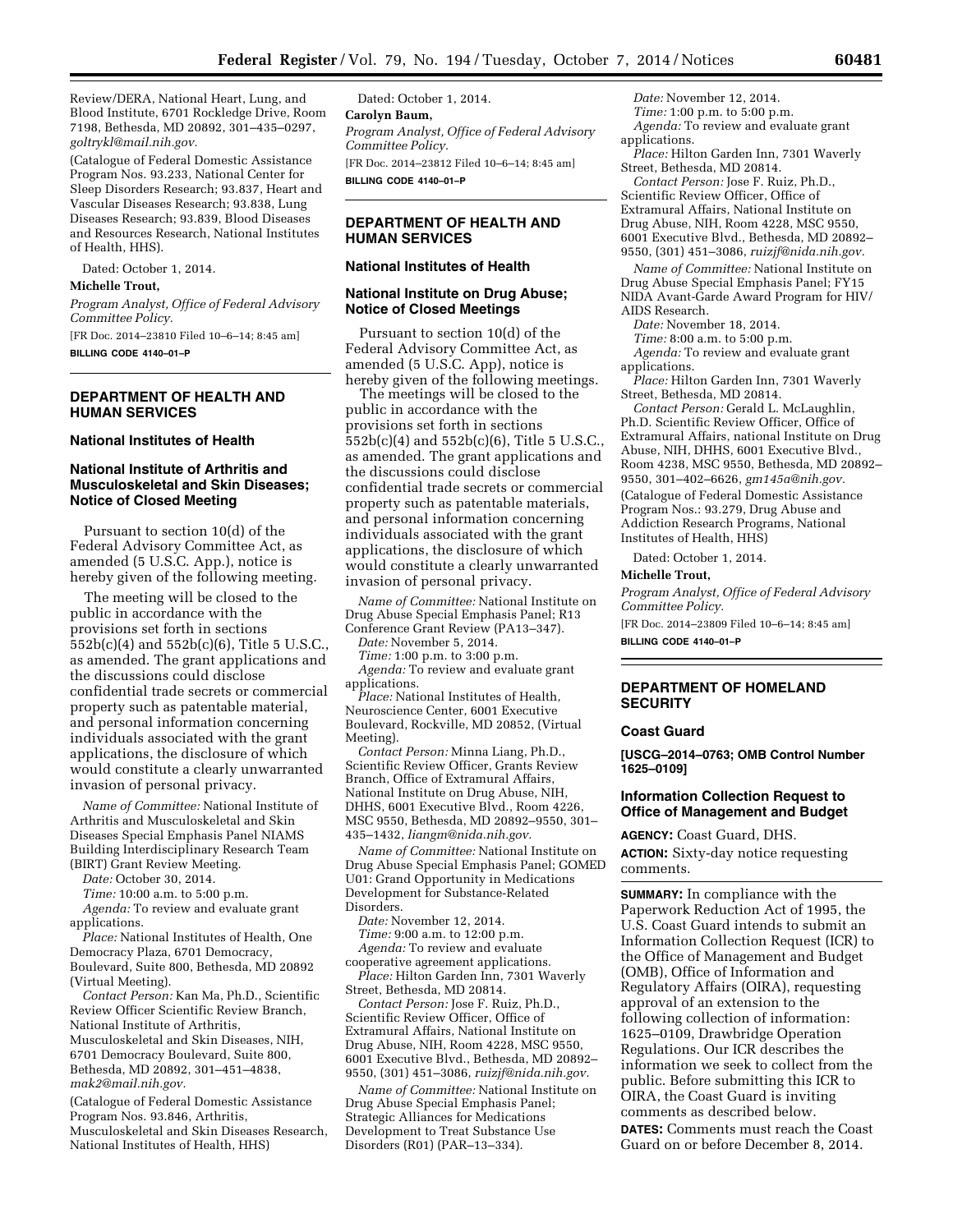Review/DERA, National Heart, Lung, and Blood Institute, 6701 Rockledge Drive, Room 7198, Bethesda, MD 20892, 301–435–0297, *goltrykl@mail.nih.gov.*

(Catalogue of Federal Domestic Assistance Program Nos. 93.233, National Center for Sleep Disorders Research; 93.837, Heart and Vascular Diseases Research; 93.838, Lung Diseases Research; 93.839, Blood Diseases and Resources Research, National Institutes of Health, HHS).

Dated: October 1, 2014.

**Michelle Trout,**

*Program Analyst, Office of Federal Advisory Committee Policy.*

[FR Doc. 2014–23810 Filed 10–6–14; 8:45 am]

**BILLING CODE 4140–01–P**

## DEPARTMENT OF HEALTH AND HUMAN SERVICES

### National Institutes of Health

### National Institute of Arthritis and Musculoskeletal and Skin Diseases; Notice of Closed Meeting

Pursuant to section 10(d) of the Federal Advisory Committee Act, as amended (5 U.S.C. App.), notice is hereby given of the following meeting.

The meeting will be closed to the public in accordance with the provisions set forth in sections 552b(c)(4) and 552b(c)(6), Title 5 U.S.C., as amended. The grant applications and the discussions could disclose confidential trade secrets or commercial property such as patentable material, and personal information concerning individuals associated with the grant applications, the disclosure of which would constitute a clearly unwarranted invasion of personal privacy.

*Name of Committee:* National Institute of Arthritis and Musculoskeletal and Skin Diseases Special Emphasis Panel NIAMS Building Interdisciplinary Research Team (BIRT) Grant Review Meeting.

*Date:* October 30, 2014.

*Time:* 10:00 a.m. to 5:00 p.m.

*Agenda:* To review and evaluate grant applications.

*Place:* National Institutes of Health, One Democracy Plaza, 6701 Democracy, Boulevard, Suite 800, Bethesda, MD 20892 (Virtual Meeting).

*Contact Person:* Kan Ma, Ph.D., Scientific Review Officer Scientific Review Branch, National Institute of Arthritis, Musculoskeletal and Skin Diseases, NIH, 6701 Democracy Boulevard, Suite 800, Bethesda, MD 20892, 301–451–4838, *mak2@mail.nih.gov.*

(Catalogue of Federal Domestic Assistance Program Nos. 93.846, Arthritis, Musculoskeletal and Skin Diseases Research, National Institutes of Health, HHS)

Dated: October 1, 2014.

**Carolyn Baum,**

*Program Analyst, Office of Federal Advisory Committee Policy.*

[FR Doc. 2014–23812 Filed 10–6–14; 8:45 am]

**BILLING CODE 4140–01–P**

## DEPARTMENT OF HEALTH AND HUMAN SERVICES

### National Institutes of Health

### National Institute on Drug Abuse; Notice of Closed Meetings

Pursuant to section 10(d) of the Federal Advisory Committee Act, as amended (5 U.S.C. App), notice is hereby given of the following meetings.

The meetings will be closed to the public in accordance with the provisions set forth in sections 552b(c)(4) and 552b(c)(6), Title 5 U.S.C., as amended. The grant applications and the discussions could disclose confidential trade secrets or commercial property such as patentable materials, and personal information concerning individuals associated with the grant applications, the disclosure of which would constitute a clearly unwarranted invasion of personal privacy.

*Name of Committee:* National Institute on Drug Abuse Special Emphasis Panel; R13 Conference Grant Review (PA13–347).

*Date:* November 5, 2014.

*Time:* 1:00 p.m. to 3:00 p.m.

*Agenda:* To review and evaluate grant applications.

*Place:* National Institutes of Health, Neuroscience Center, 6001 Executive Boulevard, Rockville, MD 20852, (Virtual Meeting).

*Contact Person:* Minna Liang, Ph.D., Scientific Review Officer, Grants Review Branch, Office of Extramural Affairs, National Institute on Drug Abuse, NIH, DHHS, 6001 Executive Blvd., Room 4226, MSC 9550, Bethesda, MD 20892–9550, 301–435–1432, *liangm@nida.nih.gov.*

*Name of Committee:* National Institute on Drug Abuse Special Emphasis Panel; GOMED U01: Grand Opportunity in Medications Development for Substance-Related Disorders.

*Date:* November 12, 2014.

*Time:* 9:00 a.m. to 12:00 p.m.

*Agenda:* To review and evaluate cooperative agreement applications.

*Place:* Hilton Garden Inn, 7301 Waverly Street, Bethesda, MD 20814.

*Contact Person:* Jose F. Ruiz, Ph.D., Scientific Review Officer, Office of Extramural Affairs, National Institute on Drug Abuse, NIH, Room 4228, MSC 9550, 6001 Executive Blvd., Bethesda, MD 20892–9550, (301) 451–3086, *ruizjf@nida.nih.gov.*

*Name of Committee:* National Institute on Drug Abuse Special Emphasis Panel; Strategic Alliances for Medications Development to Treat Substance Use Disorders (R01) (PAR–13–334).

*Date:* November 12, 2014.

*Time:* 1:00 p.m. to 5:00 p.m.

*Agenda:* To review and evaluate grant applications.

*Place:* Hilton Garden Inn, 7301 Waverly Street, Bethesda, MD 20814.

*Contact Person:* Jose F. Ruiz, Ph.D., Scientific Review Officer, Office of Extramural Affairs, National Institute on Drug Abuse, NIH, Room 4228, MSC 9550, 6001 Executive Blvd., Bethesda, MD 20892–9550, (301) 451–3086, *ruizjf@nida.nih.gov.*

*Name of Committee:* National Institute on Drug Abuse Special Emphasis Panel; FY15 NIDA Avant-Garde Award Program for HIV/AIDS Research.

*Date:* November 18, 2014.

*Time:* 8:00 a.m. to 5:00 p.m.

*Agenda:* To review and evaluate grant applications.

*Place:* Hilton Garden Inn, 7301 Waverly Street, Bethesda, MD 20814.

*Contact Person:* Gerald L. McLaughlin, Ph.D. Scientific Review Officer, Office of Extramural Affairs, national Institute on Drug Abuse, NIH, DHHS, 6001 Executive Blvd., Room 4238, MSC 9550, Bethesda, MD 20892–9550, 301–402–6626, *gm145a@nih.gov.*

(Catalogue of Federal Domestic Assistance Program Nos.: 93.279, Drug Abuse and Addiction Research Programs, National Institutes of Health, HHS)

Dated: October 1, 2014.

**Michelle Trout,**

*Program Analyst, Office of Federal Advisory Committee Policy.*

[FR Doc. 2014–23809 Filed 10–6–14; 8:45 am]

**BILLING CODE 4140–01–P**

## DEPARTMENT OF HOMELAND SECURITY

### Coast Guard

**[USCG–2014–0763; OMB Control Number 1625–0109]**

### Information Collection Request to Office of Management and Budget

**AGENCY:** Coast Guard, DHS.

**ACTION:** Sixty-day notice requesting comments.

**SUMMARY:** In compliance with the Paperwork Reduction Act of 1995, the U.S. Coast Guard intends to submit an Information Collection Request (ICR) to the Office of Management and Budget (OMB), Office of Information and Regulatory Affairs (OIRA), requesting approval of an extension to the following collection of information: 1625–0109, Drawbridge Operation Regulations. Our ICR describes the information we seek to collect from the public. Before submitting this ICR to OIRA, the Coast Guard is inviting comments as described below.

**DATES:** Comments must reach the Coast Guard on or before December 8, 2014.